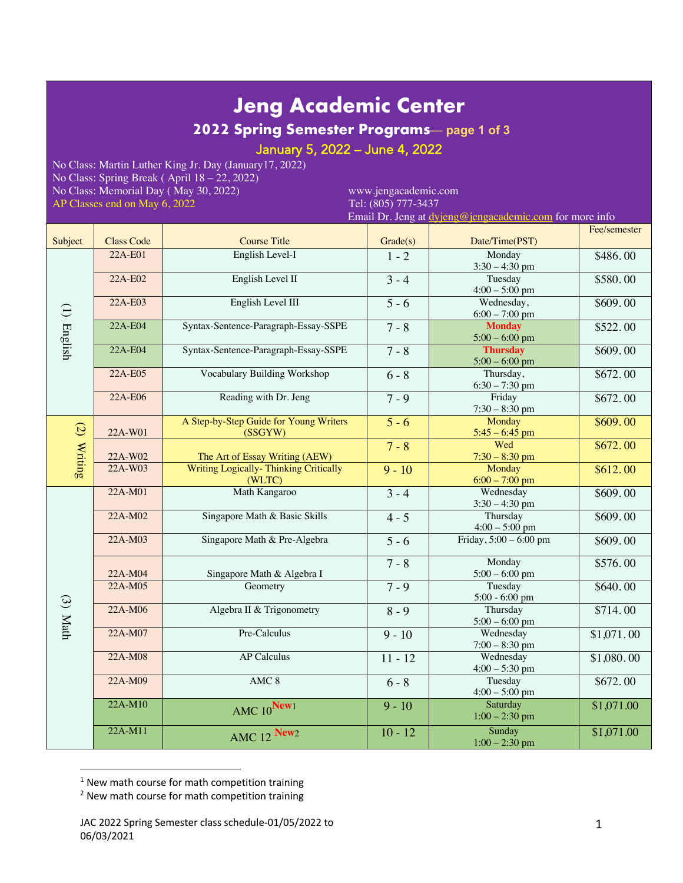# Jeng Academic Center

## 2022 Spring Semester Programs— page 1 of 3

### January 5, 2022 – June 4, 2022

No Class: Martin Luther King Jr. Day (January17, 2022)
No Class: Spring Break ( April 18 – 22, 2022)
No Class: Memorial Day ( May 30, 2022)
AP Classes end on May 6, 2022

www.jengacademic.com
Tel: (805) 777-3437
Email Dr. Jeng at dyjeng@jengacademic.com for more info

| Subject | Class Code | Course Title | Grade(s) | Date/Time(PST) | Fee/semester |
|---|---|---|---|---|---|
| (1) English | 22A-E01 | English Level-I | 1 - 2 | Monday 3:30 – 4:30 pm | $486.00 |
| | 22A-E02 | English Level II | 3 - 4 | Tuesday 4:00 – 5:00 pm | $580.00 |
| | 22A-E03 | English Level III | 5 - 6 | Wednesday, 6:00 – 7:00 pm | $609.00 |
| | 22A-E04 | Syntax-Sentence-Paragraph-Essay-SSPE | 7 - 8 | **Monday** 5:00 – 6:00 pm | $522.00 |
| | 22A-E04 | Syntax-Sentence-Paragraph-Essay-SSPE | 7 - 8 | **Thursday** 5:00 – 6:00 pm | $609.00 |
| | 22A-E05 | Vocabulary Building Workshop | 6 - 8 | Thursday, 6:30 – 7:30 pm | $672.00 |
| | 22A-E06 | Reading with Dr. Jeng | 7 - 9 | Friday 7:30 – 8:30 pm | $672.00 |
| (2) Writing | 22A-W01 | A Step-by-Step Guide for Young Writers (SSGYW) | 5 - 6 | Monday 5:45 – 6:45 pm | $609.00 |
| | 22A-W02 | The Art of Essay Writing (AEW) | 7 - 8 | Wed 7:30 – 8:30 pm | $672.00 |
| | 22A-W03 | Writing Logically- Thinking Critically (WLTC) | 9 - 10 | Monday 6:00 – 7:00 pm | $612.00 |
| (3) Math | 22A-M01 | Math Kangaroo | 3 - 4 | Wednesday 3:30 – 4:30 pm | $609.00 |
| | 22A-M02 | Singapore Math & Basic Skills | 4 - 5 | Thursday 4:00 – 5:00 pm | $609.00 |
| | 22A-M03 | Singapore Math & Pre-Algebra | 5 - 6 | Friday, 5:00 – 6:00 pm | $609.00 |
| | 22A-M04 | Singapore Math & Algebra I | 7 - 8 | Monday 5:00 – 6:00 pm | $576.00 |
| | 22A-M05 | Geometry | 7 - 9 | Tuesday 5:00 - 6:00 pm | $640.00 |
| | 22A-M06 | Algebra II & Trigonometry | 8 - 9 | Thursday 5:00 – 6:00 pm | $714.00 |
| | 22A-M07 | Pre-Calculus | 9 - 10 | Wednesday 7:00 – 8:30 pm | $1,071.00 |
| | 22A-M08 | AP Calculus | 11 - 12 | Wednesday 4:00 – 5:30 pm | $1,080.00 |
| | 22A-M09 | AMC 8 | 6 - 8 | Tuesday 4:00 – 5:00 pm | $672.00 |
| | 22A-M10 | AMC 10 New[1] | 9 - 10 | Saturday 1:00 – 2:30 pm | $1,071.00 |
| | 22A-M11 | AMC 12 New[2] | 10 - 12 | Sunday 1:00 – 2:30 pm | $1,071.00 |

[1] New math course for math competition training
[2] New math course for math competition training

JAC 2022 Spring Semester class schedule-01/05/2022 to 06/03/2021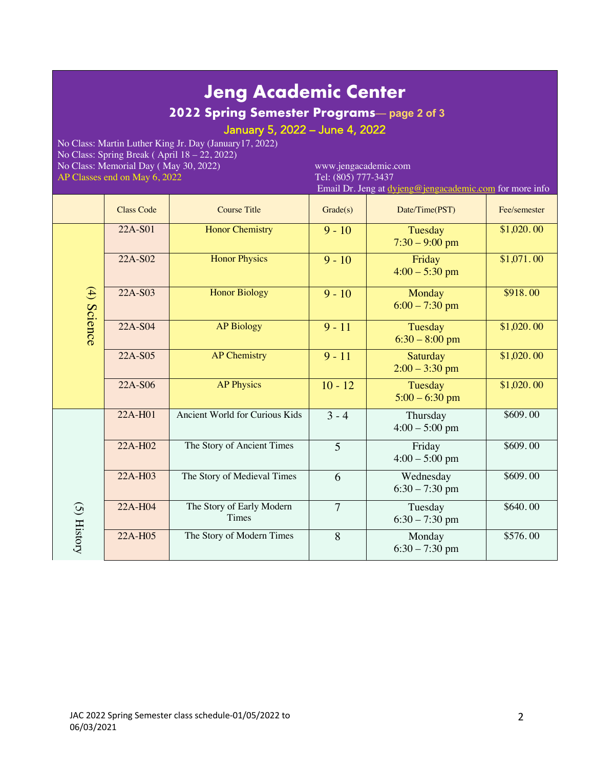# Jeng Academic Center

## 2022 Spring Semester Programs— page 2 of 3

### January 5, 2022 – June 4, 2022

No Class: Martin Luther King Jr. Day (January17, 2022)
No Class: Spring Break ( April 18 – 22, 2022)
No Class: Memorial Day ( May 30, 2022)
AP Classes end on May 6, 2022

www.jengacademic.com
Tel: (805) 777-3437
Email Dr. Jeng at dyjeng@jengacademic.com for more info

| | Class Code | Course Title | Grade(s) | Date/Time(PST) | Fee/semester |
|---|---|---|---|---|---|
| (4) Science | 22A-S01 | Honor Chemistry | 9 - 10 | Tuesday 7:30 – 9:00 pm | $1,020.00 |
| | 22A-S02 | Honor Physics | 9 - 10 | Friday 4:00 – 5:30 pm | $1,071.00 |
| | 22A-S03 | Honor Biology | 9 - 10 | Monday 6:00 – 7:30 pm | $918.00 |
| | 22A-S04 | AP Biology | 9 - 11 | Tuesday 6:30 – 8:00 pm | $1,020.00 |
| | 22A-S05 | AP Chemistry | 9 - 11 | Saturday 2:00 – 3:30 pm | $1,020.00 |
| | 22A-S06 | AP Physics | 10 - 12 | Tuesday 5:00 – 6:30 pm | $1,020.00 |
| (5) History | 22A-H01 | Ancient World for Curious Kids | 3 - 4 | Thursday 4:00 – 5:00 pm | $609.00 |
| | 22A-H02 | The Story of Ancient Times | 5 | Friday 4:00 – 5:00 pm | $609.00 |
| | 22A-H03 | The Story of Medieval Times | 6 | Wednesday 6:30 – 7:30 pm | $609.00 |
| | 22A-H04 | The Story of Early Modern Times | 7 | Tuesday 6:30 – 7:30 pm | $640.00 |
| | 22A-H05 | The Story of Modern Times | 8 | Monday 6:30 – 7:30 pm | $576.00 |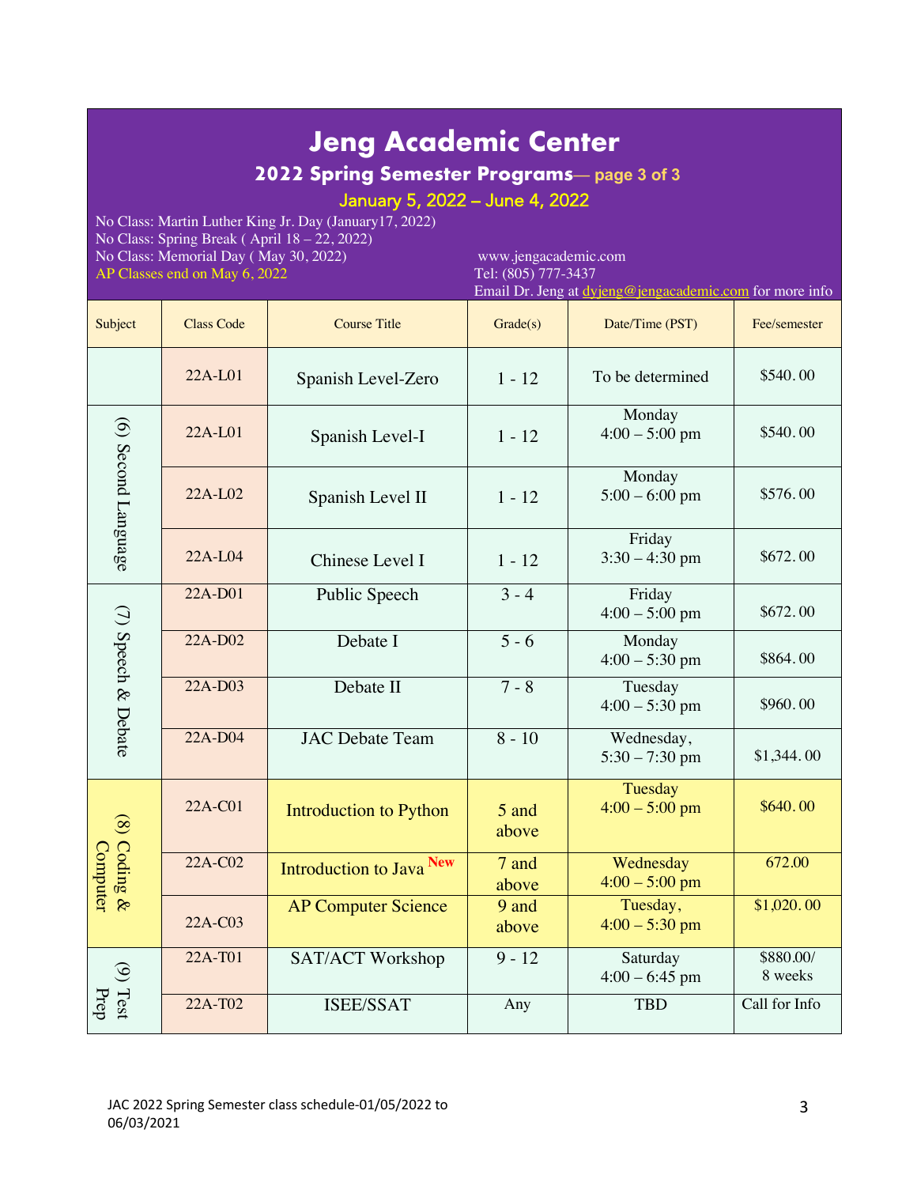# Jeng Academic Center

## 2022 Spring Semester Programs— page 3 of 3

### January 5, 2022 – June 4, 2022

No Class: Martin Luther King Jr. Day (January17, 2022)
No Class: Spring Break ( April 18 – 22, 2022)
No Class: Memorial Day ( May 30, 2022)
AP Classes end on May 6, 2022

www.jengacademic.com
Tel: (805) 777-3437
Email Dr. Jeng at dyjeng@jengacademic.com for more info

| Subject | Class Code | Course Title | Grade(s) | Date/Time (PST) | Fee/semester |
|---|---|---|---|---|---|
| | 22A-L01 | Spanish Level-Zero | 1 - 12 | To be determined | $540.00 |
| (6) Second Language | 22A-L01 | Spanish Level-I | 1 - 12 | Monday 4:00 – 5:00 pm | $540.00 |
| | 22A-L02 | Spanish Level II | 1 - 12 | Monday 5:00 – 6:00 pm | $576.00 |
| | 22A-L04 | Chinese Level I | 1 - 12 | Friday 3:30 – 4:30 pm | $672.00 |
| (7) Speech & Debate | 22A-D01 | Public Speech | 3 - 4 | Friday 4:00 – 5:00 pm | $672.00 |
| | 22A-D02 | Debate I | 5 - 6 | Monday 4:00 – 5:30 pm | $864.00 |
| | 22A-D03 | Debate II | 7 - 8 | Tuesday 4:00 – 5:30 pm | $960.00 |
| | 22A-D04 | JAC Debate Team | 8 - 10 | Wednesday, 5:30 – 7:30 pm | $1,344.00 |
| (8) Coding & Computer | 22A-C01 | Introduction to Python | 5 and above | Tuesday 4:00 – 5:00 pm | $640.00 |
| | 22A-C02 | Introduction to Java New | 7 and above | Wednesday 4:00 – 5:00 pm | 672.00 |
| | 22A-C03 | AP Computer Science | 9 and above | Tuesday, 4:00 – 5:30 pm | $1,020.00 |
| (9) Test Prep | 22A-T01 | SAT/ACT Workshop | 9 - 12 | Saturday 4:00 – 6:45 pm | $880.00/ 8 weeks |
| | 22A-T02 | ISEE/SSAT | Any | TBD | Call for Info |

JAC 2022 Spring Semester class schedule-01/05/2022 to 06/03/2021